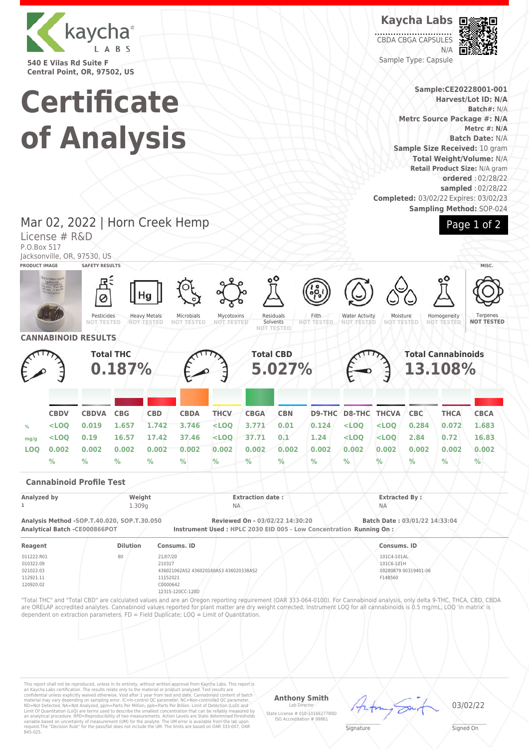**kaycha LABS**

540 E Vilas Rd Suite F
Central Point, OR, 97502, US

# Certificate of Analysis

**Kaycha Labs**

CBDA CBGA CAPSULES
N/A
Sample Type: Capsule

**Sample:CE20228001-001**
**Harvest/Lot ID: N/A**
**Batch#:** N/A
**Metrc Source Package #: N/A**
**Metrc #: N/A**
**Batch Date:** N/A
**Sample Size Received:** 10 gram
**Total Weight/Volume:** N/A
**Retail Product Size:** N/A gram
**ordered** : 02/28/22
**sampled** : 02/28/22
**Completed:** 03/02/22 Expires: 03/02/23
**Sampling Method:** SOP-024

Mar 02, 2022 | Horn Creek Hemp
License # R&D
P.O.Box 517
Jacksonville, OR, 97530, US

**PRODUCT IMAGE** | **SAFETY RESULTS** | **MISC.**

| Pesticides | Heavy Metals | Microbials | Mycotoxins | Residuals Solvents | Filth | Water Activity | Moisture | Homogeneity | Terpenes |
|---|---|---|---|---|---|---|---|---|---|
| NOT TESTED | NOT TESTED | NOT TESTED | NOT TESTED | NOT TESTED | NOT TESTED | NOT TESTED | NOT TESTED | NOT TESTED | NOT TESTED |

## CANNABINOID RESULTS

**Total THC** 0.187% | **Total CBD** 5.027% | **Total Cannabinoids** 13.108%

| | CBDV | CBDVA | CBG | CBD | CBDA | THCV | CBGA | CBN | D9-THC | D8-THC | THCVA | CBC | THCA | CBCA |
|---|---|---|---|---|---|---|---|---|---|---|---|---|---|---|
| % | <LOQ | 0.019 | 1.657 | 1.742 | 3.746 | <LOQ | 3.771 | 0.01 | 0.124 | <LOQ | <LOQ | 0.284 | 0.072 | 1.683 |
| mg/g | <LOQ | 0.19 | 16.57 | 17.42 | 37.46 | <LOQ | 37.71 | 0.1 | 1.24 | <LOQ | <LOQ | 2.84 | 0.72 | 16.83 |
| LOQ | 0.002 % | 0.002 % | 0.002 % | 0.002 % | 0.002 % | 0.002 % | 0.002 % | 0.002 % | 0.002 % | 0.002 % | 0.002 % | 0.002 % | 0.002 % | 0.002 % |

### Cannabinoid Profile Test

| Analyzed by | Weight | Extraction date : | Extracted By : |
|---|---|---|---|
| 1 | 1.309g | NA | NA |

**Analysis Method** -SOP.T.40.020, SOP.T.30.050
**Analytical Batch** -CE000866POT
**Reviewed On** - 03/02/22 14:30:20
**Instrument Used : HPLC 2030 EID 005 - Low Concentration Running On :**
**Batch Date : 03/01/22 14:33:04**

| Reagent | Dilution | Consums. ID | Consums. ID |
|---|---|---|---|
| 011222.R01 | 80 | 21/07/20 | 101C4-101AL |
| 010322.09 | | 210317 | 101C6-101H |
| 021022.03 | | 436021062AS2 436020160AS3 436020338AS2 | 00280879 00319401-06 |
| 112921.11 | | 11152021 | F148560 |
| 120920.02 | | C0000642 | |
| | | 12315-120CC-120D | |

"Total THC" and "Total CBD" are calculated values and are an Oregon reporting requirement (OAR 333-064-0100). For Cannabinoid analysis, only delta 9-THC, THCA, CBD, CBDA are ORELAP accredited analytes. Cannabinoid values reported for plant matter are dry weight corrected; Instrument LOQ for all cannabinoids is 0.5 mg/mL. LOQ 'in matrix' is dependent on extraction parameters. FD = Field Duplicate; LOQ = Limit of Quantitation.

This report shall not be reproduced, unless in its entirety, without written approval from Kaycha Labs. This report is an Kaycha Labs certification. The results relate only to the material or product analyzed. Test results are confidential unless explicitly waived otherwise. Void after 1 year from test end date. Cannabinoid content of batch material may vary depending on sampling error. IC=In-control QC parameter, NC=Non-controlled QC parameter, ND=Not Detected, NA=Not Analyzed, ppm=Parts Per Million, ppb=Parts Per Billion. Limit of Detection (LoD) and Limit Of Quantitation (LoQ) are terms used to describe the smallest concentration that can be reliably measured by an analytical procedure. RPD=Reproducibility of two measurements. Action Levels are State determined thresholds variable based on uncertainty of measurement (UM) for the analyte. The UM error is available from the lab upon request.The "Decision Rule" for the pass/fail does not include the UM. The limits are based on OAR 333-007, OAR 845-025.

**Anthony Smith**
Lab Director
State License # 010-10166277B9D
ISO Accreditation # 99861

Signature

03/02/22
Signed On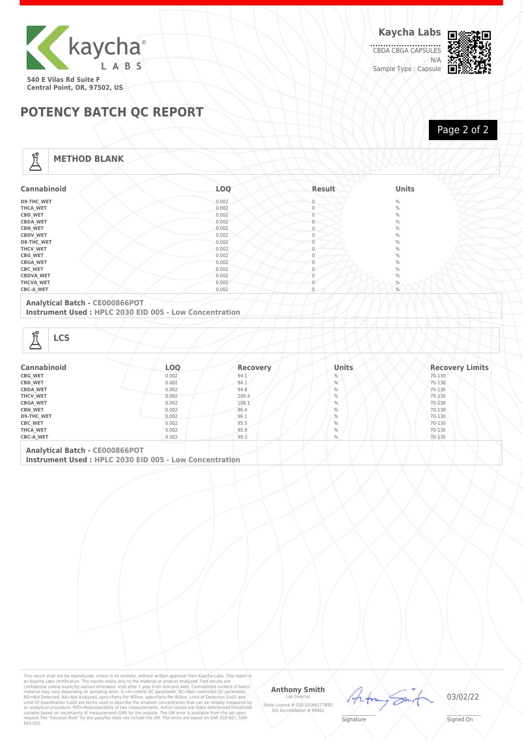**Kaycha Labs**

CBDA CBGA CAPSULES
N/A
Sample Type : Capsule

540 E Vilas Rd Suite F
Central Point, OR, 97502, US

# POTENCY BATCH QC REPORT

## METHOD BLANK

| Cannabinoid | LOQ | Result | Units |
|---|---|---|---|
| D9-THC_WET | 0.002 | 0 | % |
| THCA_WET | 0.002 | 0 | % |
| CBD_WET | 0.002 | 0 | % |
| CBDA_WET | 0.002 | 0 | % |
| CBN_WET | 0.002 | 0 | % |
| CBDV_WET | 0.002 | 0 | % |
| D8-THC_WET | 0.002 | 0 | % |
| THCV_WET | 0.002 | 0 | % |
| CBG_WET | 0.002 | 0 | % |
| CBGA_WET | 0.002 | 0 | % |
| CBC_WET | 0.002 | 0 | % |
| CBDVA_WET | 0.002 | 0 | % |
| THCVA_WET | 0.002 | 0 | % |
| CBC-A_WET | 0.002 | 0 | % |

**Analytical Batch -** CE000866POT
**Instrument Used :** HPLC 2030 EID 005 - Low Concentration

## LCS

| Cannabinoid | LOQ | Recovery | Units | Recovery Limits |
|---|---|---|---|---|
| CBG_WET | 0.002 | 94.1 | % | 70-130 |
| CBD_WET | 0.002 | 94.1 | % | 70-130 |
| CBDA_WET | 0.002 | 94.8 | % | 70-130 |
| THCV_WET | 0.002 | 100.4 | % | 70-130 |
| CBGA_WET | 0.002 | 108.1 | % | 70-130 |
| CBN_WET | 0.002 | 96.4 | % | 70-130 |
| D9-THC_WET | 0.002 | 96.1 | % | 70-130 |
| CBC_WET | 0.002 | 95.5 | % | 70-130 |
| THCA_WET | 0.002 | 95.9 | % | 70-130 |
| CBC-A_WET | 0.002 | 99.3 | % | 70-130 |

**Analytical Batch -** CE000866POT
**Instrument Used :** HPLC 2030 EID 005 - Low Concentration

This report shall not be reproduced, unless in its entirety, without written approval from Kaycha Labs. This report is an Kaycha Labs certification. The results relate only to the material or product analyzed. Test results are confidential unless explicitly waived otherwise. Void after 1 year from test end date. Cannabinoid content of batch material may vary depending on sampling error. IC=In-control QC parameter, NC=Non-controlled QC parameter, ND=Not Detected, NA=Not Analyzed, ppm=Parts Per Million, ppb=Parts Per Billion. Limit of Detection (LoD) and Limit Of Quantitation (LoQ) are terms used to describe the smallest concentration that can be reliably measured by an analytical procedure. RPD=Reproducibility of two measurements. Action Levels are State determined thresholds variable based on uncertainty of measurement (UM) for the analyte. The UM error is available from the lab upon request.The "Decision Rule" for the pass/fail does not include the UM. The limits are based on OAR 333-007, OAR 845-025.

**Anthony Smith**
Lab Director
State License # 010-10166277B9D
ISO Accreditation # 99861

Signature

03/02/22
Signed On